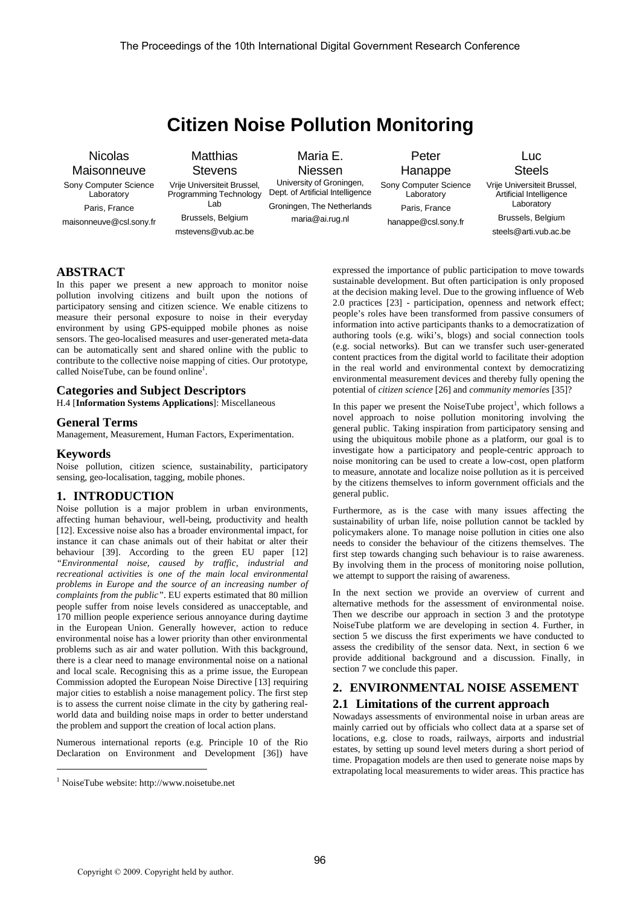# Citizen Noise Pollution Monitoring

Nicolas Maisonneuve
Sony Computer Science Laboratory
Paris, France
maisonneuve@csl.sony.fr

Matthias Stevens
Vrije Universiteit Brussel, Programming Technology Lab
Brussels, Belgium
mstevens@vub.ac.be

Maria E. Niessen
University of Groningen, Dept. of Artificial Intelligence
Groningen, The Netherlands
maria@ai.rug.nl

Peter Hanappe
Sony Computer Science Laboratory
Paris, France
hanappe@csl.sony.fr

Luc Steels
Vrije Universiteit Brussel, Artificial Intelligence Laboratory
Brussels, Belgium
steels@arti.vub.ac.be

## ABSTRACT

In this paper we present a new approach to monitor noise pollution involving citizens and built upon the notions of participatory sensing and citizen science. We enable citizens to measure their personal exposure to noise in their everyday environment by using GPS-equipped mobile phones as noise sensors. The geo-localised measures and user-generated meta-data can be automatically sent and shared online with the public to contribute to the collective noise mapping of cities. Our prototype, called NoiseTube, can be found online[1].

### Categories and Subject Descriptors

H.4 [**Information Systems Applications**]: Miscellaneous

### General Terms

Management, Measurement, Human Factors, Experimentation.

### Keywords

Noise pollution, citizen science, sustainability, participatory sensing, geo-localisation, tagging, mobile phones.

## 1. INTRODUCTION

Noise pollution is a major problem in urban environments, affecting human behaviour, well-being, productivity and health [12]. Excessive noise also has a broader environmental impact, for instance it can chase animals out of their habitat or alter their behaviour [39]. According to the green EU paper [12] *"Environmental noise, caused by traffic, industrial and recreational activities is one of the main local environmental problems in Europe and the source of an increasing number of complaints from the public"*. EU experts estimated that 80 million people suffer from noise levels considered as unacceptable, and 170 million people experience serious annoyance during daytime in the European Union. Generally however, action to reduce environmental noise has a lower priority than other environmental problems such as air and water pollution. With this background, there is a clear need to manage environmental noise on a national and local scale. Recognising this as a prime issue, the European Commission adopted the European Noise Directive [13] requiring major cities to establish a noise management policy. The first step is to assess the current noise climate in the city by gathering real-world data and building noise maps in order to better understand the problem and support the creation of local action plans.

Numerous international reports (e.g. Principle 10 of the Rio Declaration on Environment and Development [36]) have expressed the importance of public participation to move towards sustainable development. But often participation is only proposed at the decision making level. Due to the growing influence of Web 2.0 practices [23] - participation, openness and network effect; people's roles have been transformed from passive consumers of information into active participants thanks to a democratization of authoring tools (e.g. wiki's, blogs) and social connection tools (e.g. social networks). But can we transfer such user-generated content practices from the digital world to facilitate their adoption in the real world and environmental context by democratizing environmental measurement devices and thereby fully opening the potential of *citizen science* [26] and *community memories* [35]?

In this paper we present the NoiseTube project[1], which follows a novel approach to noise pollution monitoring involving the general public. Taking inspiration from participatory sensing and using the ubiquitous mobile phone as a platform, our goal is to investigate how a participatory and people-centric approach to noise monitoring can be used to create a low-cost, open platform to measure, annotate and localize noise pollution as it is perceived by the citizens themselves to inform government officials and the general public.

Furthermore, as is the case with many issues affecting the sustainability of urban life, noise pollution cannot be tackled by policymakers alone. To manage noise pollution in cities one also needs to consider the behaviour of the citizens themselves. The first step towards changing such behaviour is to raise awareness. By involving them in the process of monitoring noise pollution, we attempt to support the raising of awareness.

In the next section we provide an overview of current and alternative methods for the assessment of environmental noise. Then we describe our approach in section 3 and the prototype NoiseTube platform we are developing in section 4. Further, in section 5 we discuss the first experiments we have conducted to assess the credibility of the sensor data. Next, in section 6 we provide additional background and a discussion. Finally, in section 7 we conclude this paper.

## 2. ENVIRONMENTAL NOISE ASSEMENT

### 2.1 Limitations of the current approach

Nowadays assessments of environmental noise in urban areas are mainly carried out by officials who collect data at a sparse set of locations, e.g. close to roads, railways, airports and industrial estates, by setting up sound level meters during a short period of time. Propagation models are then used to generate noise maps by extrapolating local measurements to wider areas. This practice has

[1] NoiseTube website: http://www.noisetube.net

Copyright © 2009. Copyright held by author.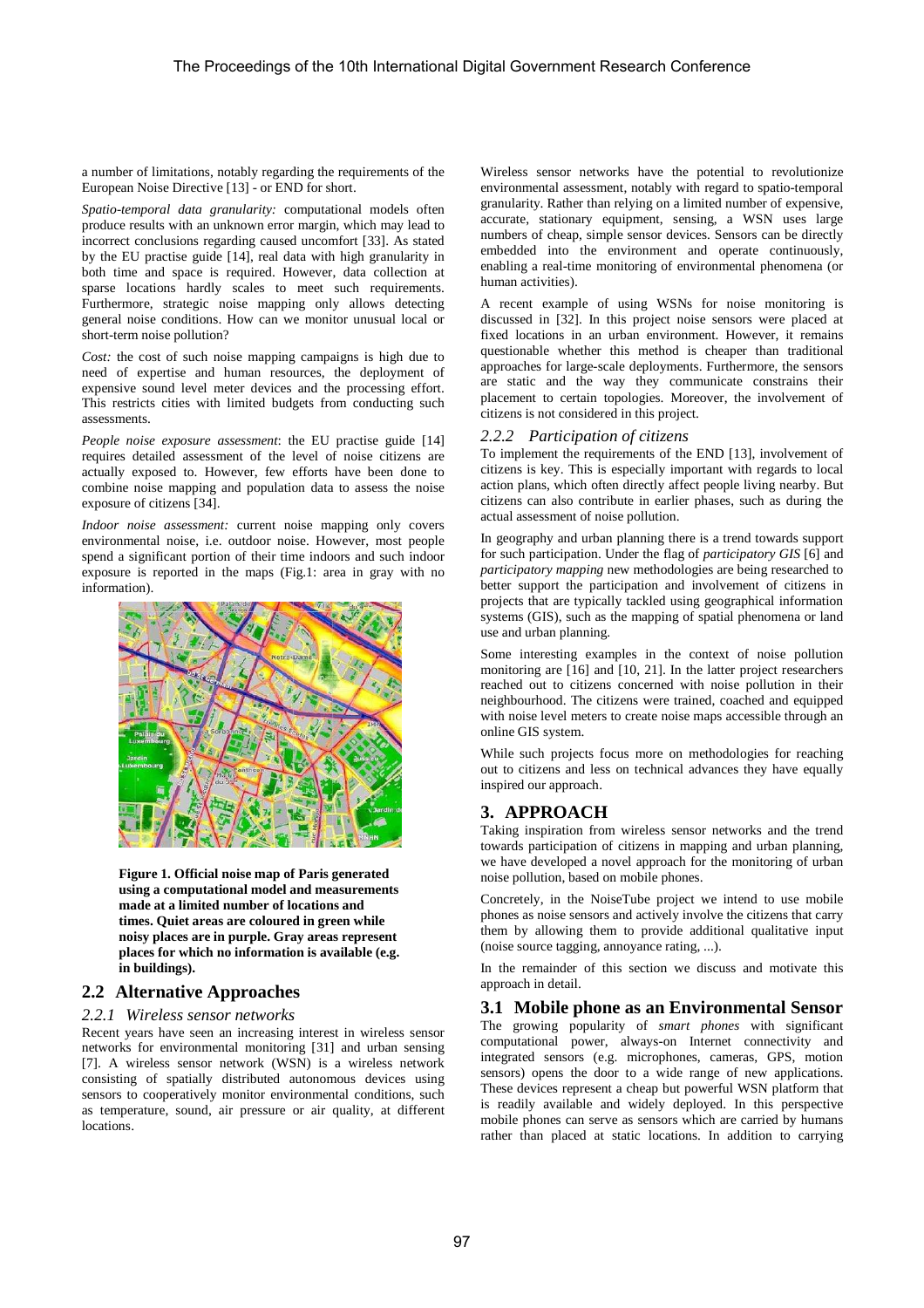a number of limitations, notably regarding the requirements of the European Noise Directive [13] - or END for short.

*Spatio-temporal data granularity:* computational models often produce results with an unknown error margin, which may lead to incorrect conclusions regarding caused uncomfort [33]. As stated by the EU practise guide [14], real data with high granularity in both time and space is required. However, data collection at sparse locations hardly scales to meet such requirements. Furthermore, strategic noise mapping only allows detecting general noise conditions. How can we monitor unusual local or short-term noise pollution?

*Cost:* the cost of such noise mapping campaigns is high due to need of expertise and human resources, the deployment of expensive sound level meter devices and the processing effort. This restricts cities with limited budgets from conducting such assessments.

*People noise exposure assessment*: the EU practise guide [14] requires detailed assessment of the level of noise citizens are actually exposed to. However, few efforts have been done to combine noise mapping and population data to assess the noise exposure of citizens [34].

*Indoor noise assessment:* current noise mapping only covers environmental noise, i.e. outdoor noise. However, most people spend a significant portion of their time indoors and such indoor exposure is reported in the maps (Fig.1: area in gray with no information).

**Figure 1. Official noise map of Paris generated using a computational model and measurements made at a limited number of locations and times. Quiet areas are coloured in green while noisy places are in purple. Gray areas represent places for which no information is available (e.g. in buildings).**

## 2.2 Alternative Approaches

### *2.2.1 Wireless sensor networks*

Recent years have seen an increasing interest in wireless sensor networks for environmental monitoring [31] and urban sensing [7]. A wireless sensor network (WSN) is a wireless network consisting of spatially distributed autonomous devices using sensors to cooperatively monitor environmental conditions, such as temperature, sound, air pressure or air quality, at different locations.

Wireless sensor networks have the potential to revolutionize environmental assessment, notably with regard to spatio-temporal granularity. Rather than relying on a limited number of expensive, accurate, stationary equipment, sensing, a WSN uses large numbers of cheap, simple sensor devices. Sensors can be directly embedded into the environment and operate continuously, enabling a real-time monitoring of environmental phenomena (or human activities).

A recent example of using WSNs for noise monitoring is discussed in [32]. In this project noise sensors were placed at fixed locations in an urban environment. However, it remains questionable whether this method is cheaper than traditional approaches for large-scale deployments. Furthermore, the sensors are static and the way they communicate constrains their placement to certain topologies. Moreover, the involvement of citizens is not considered in this project.

### *2.2.2 Participation of citizens*

To implement the requirements of the END [13], involvement of citizens is key. This is especially important with regards to local action plans, which often directly affect people living nearby. But citizens can also contribute in earlier phases, such as during the actual assessment of noise pollution.

In geography and urban planning there is a trend towards support for such participation. Under the flag of *participatory GIS* [6] and *participatory mapping* new methodologies are being researched to better support the participation and involvement of citizens in projects that are typically tackled using geographical information systems (GIS), such as the mapping of spatial phenomena or land use and urban planning.

Some interesting examples in the context of noise pollution monitoring are [16] and [10, 21]. In the latter project researchers reached out to citizens concerned with noise pollution in their neighbourhood. The citizens were trained, coached and equipped with noise level meters to create noise maps accessible through an online GIS system.

While such projects focus more on methodologies for reaching out to citizens and less on technical advances they have equally inspired our approach.

# 3. APPROACH

Taking inspiration from wireless sensor networks and the trend towards participation of citizens in mapping and urban planning, we have developed a novel approach for the monitoring of urban noise pollution, based on mobile phones.

Concretely, in the NoiseTube project we intend to use mobile phones as noise sensors and actively involve the citizens that carry them by allowing them to provide additional qualitative input (noise source tagging, annoyance rating, ...).

In the remainder of this section we discuss and motivate this approach in detail.

## 3.1 Mobile phone as an Environmental Sensor

The growing popularity of *smart phones* with significant computational power, always-on Internet connectivity and integrated sensors (e.g. microphones, cameras, GPS, motion sensors) opens the door to a wide range of new applications. These devices represent a cheap but powerful WSN platform that is readily available and widely deployed. In this perspective mobile phones can serve as sensors which are carried by humans rather than placed at static locations. In addition to carrying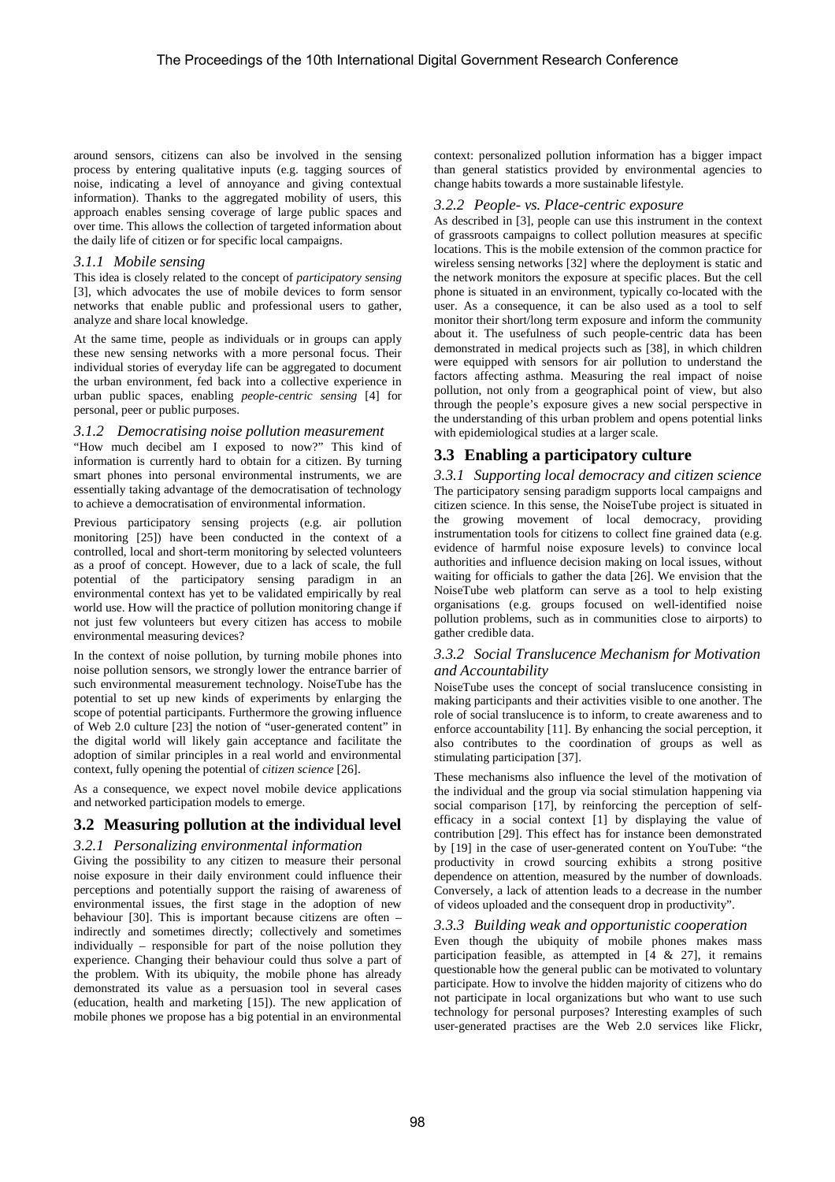around sensors, citizens can also be involved in the sensing process by entering qualitative inputs (e.g. tagging sources of noise, indicating a level of annoyance and giving contextual information). Thanks to the aggregated mobility of users, this approach enables sensing coverage of large public spaces and over time. This allows the collection of targeted information about the daily life of citizen or for specific local campaigns.

#### 3.1.1 Mobile sensing

This idea is closely related to the concept of *participatory sensing* [3], which advocates the use of mobile devices to form sensor networks that enable public and professional users to gather, analyze and share local knowledge.

At the same time, people as individuals or in groups can apply these new sensing networks with a more personal focus. Their individual stories of everyday life can be aggregated to document the urban environment, fed back into a collective experience in urban public spaces, enabling *people-centric sensing* [4] for personal, peer or public purposes.

#### 3.1.2 Democratising noise pollution measurement

"How much decibel am I exposed to for now?" This kind of information is currently hard to obtain for a citizen. By turning smart phones into personal environmental instruments, we are essentially taking advantage of the democratisation of technology to achieve a democratisation of environmental information.

Previous participatory sensing projects (e.g. air pollution monitoring [25]) have been conducted in the context of a controlled, local and short-term monitoring by selected volunteers as a proof of concept. However, due to a lack of scale, the full potential of the participatory sensing paradigm in an environmental context has yet to be validated empirically by real world use. How will the practice of pollution monitoring change if not just few volunteers but every citizen has access to mobile environmental measuring devices?

In the context of noise pollution, by turning mobile phones into noise pollution sensors, we strongly lower the entrance barrier of such environmental measurement technology. NoiseTube has the potential to set up new kinds of experiments by enlarging the scope of potential participants. Furthermore the growing influence of Web 2.0 culture [23] the notion of "user-generated content" in the digital world will likely gain acceptance and facilitate the adoption of similar principles in a real world and environmental context, fully opening the potential of *citizen science* [26].

As a consequence, we expect novel mobile device applications and networked participation models to emerge.

### 3.2 Measuring pollution at the individual level

#### 3.2.1 Personalizing environmental information

Giving the possibility to any citizen to measure their personal noise exposure in their daily environment could influence their perceptions and potentially support the raising of awareness of environmental issues, the first stage in the adoption of new behaviour [30]. This is important because citizens are often – indirectly and sometimes directly; collectively and sometimes individually – responsible for part of the noise pollution they experience. Changing their behaviour could thus solve a part of the problem. With its ubiquity, the mobile phone has already demonstrated its value as a persuasion tool in several cases (education, health and marketing [15]). The new application of mobile phones we propose has a big potential in an environmental context: personalized pollution information has a bigger impact than general statistics provided by environmental agencies to change habits towards a more sustainable lifestyle.

#### 3.2.2 People- vs. Place-centric exposure

As described in [3], people can use this instrument in the context of grassroots campaigns to collect pollution measures at specific locations. This is the mobile extension of the common practice for wireless sensing networks [32] where the deployment is static and the network monitors the exposure at specific places. But the cell phone is situated in an environment, typically co-located with the user. As a consequence, it can be also used as a tool to self monitor their short/long term exposure and inform the community about it. The usefulness of such people-centric data has been demonstrated in medical projects such as [38], in which children were equipped with sensors for air pollution to understand the factors affecting asthma. Measuring the real impact of noise pollution, not only from a geographical point of view, but also through the people's exposure gives a new social perspective in the understanding of this urban problem and opens potential links with epidemiological studies at a larger scale.

### 3.3 Enabling a participatory culture

#### 3.3.1 Supporting local democracy and citizen science

The participatory sensing paradigm supports local campaigns and citizen science. In this sense, the NoiseTube project is situated in the growing movement of local democracy, providing instrumentation tools for citizens to collect fine grained data (e.g. evidence of harmful noise exposure levels) to convince local authorities and influence decision making on local issues, without waiting for officials to gather the data [26]. We envision that the NoiseTube web platform can serve as a tool to help existing organisations (e.g. groups focused on well-identified noise pollution problems, such as in communities close to airports) to gather credible data.

#### 3.3.2 Social Translucence Mechanism for Motivation and Accountability

NoiseTube uses the concept of social translucence consisting in making participants and their activities visible to one another. The role of social translucence is to inform, to create awareness and to enforce accountability [11]. By enhancing the social perception, it also contributes to the coordination of groups as well as stimulating participation [37].

These mechanisms also influence the level of the motivation of the individual and the group via social stimulation happening via social comparison [17], by reinforcing the perception of self-efficacy in a social context [1] by displaying the value of contribution [29]. This effect has for instance been demonstrated by [19] in the case of user-generated content on YouTube: "the productivity in crowd sourcing exhibits a strong positive dependence on attention, measured by the number of downloads. Conversely, a lack of attention leads to a decrease in the number of videos uploaded and the consequent drop in productivity".

#### 3.3.3 Building weak and opportunistic cooperation

Even though the ubiquity of mobile phones makes mass participation feasible, as attempted in [4 & 27], it remains questionable how the general public can be motivated to voluntary participate. How to involve the hidden majority of citizens who do not participate in local organizations but who want to use such technology for personal purposes? Interesting examples of such user-generated practises are the Web 2.0 services like Flickr,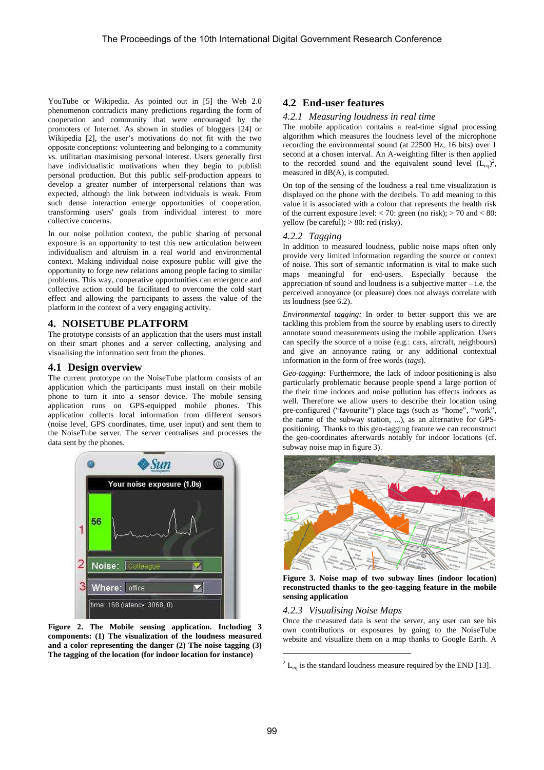YouTube or Wikipedia. As pointed out in [5] the Web 2.0 phenomenon contradicts many predictions regarding the form of cooperation and community that were encouraged by the promoters of Internet. As shown in studies of bloggers [24] or Wikipedia [2], the user's motivations do not fit with the two opposite conceptions: volunteering and belonging to a community vs. utilitarian maximising personal interest. Users generally first have individualistic motivations when they begin to publish personal production. But this public self-production appears to develop a greater number of interpersonal relations than was expected, although the link between individuals is weak. From such dense interaction emerge opportunities of cooperation, transforming users' goals from individual interest to more collective concerns.

In our noise pollution context, the public sharing of personal exposure is an opportunity to test this new articulation between individualism and altruism in a real world and environmental context. Making individual noise exposure public will give the opportunity to forge new relations among people facing to similar problems. This way, cooperative opportunities can emergence and collective action could be facilitated to overcome the cold start effect and allowing the participants to assess the value of the platform in the context of a very engaging activity.

## 4. NOISETUBE PLATFORM

The prototype consists of an application that the users must install on their smart phones and a server collecting, analysing and visualising the information sent from the phones.

### 4.1 Design overview

The current prototype of the NoiseTube platform consists of an application which the participants must install on their mobile phone to turn it into a sensor device. The mobile sensing application runs on GPS-equipped mobile phones. This application collects local information from different sensors (noise level, GPS coordinates, time, user input) and sent them to the NoiseTube server. The server centralises and processes the data sent by the phones.

**Figure 2. The Mobile sensing application. Including 3 components: (1) The visualization of the loudness measured and a color representing the danger (2) The noise tagging (3) The tagging of the location (for indoor location for instance)**

### 4.2 End-user features

#### *4.2.1 Measuring loudness in real time*

The mobile application contains a real-time signal processing algorithm which measures the loudness level of the microphone recording the environmental sound (at 22500 Hz, 16 bits) over 1 second at a chosen interval. An A-weighting filter is then applied to the recorded sound and the equivalent sound level ($L_{eq}$)[2], measured in dB(A), is computed.

On top of the sensing of the loudness a real time visualization is displayed on the phone with the decibels. To add meaning to this value it is associated with a colour that represents the health risk of the current exposure level: < 70: green (no risk); > 70 and < 80: yellow (be careful); > 80: red (risky).

#### *4.2.2 Tagging*

In addition to measured loudness, public noise maps often only provide very limited information regarding the source or context of noise. This sort of semantic information is vital to make such maps meaningful for end-users. Especially because the appreciation of sound and loudness is a subjective matter – i.e. the perceived annoyance (or pleasure) does not always correlate with its loudness (see 6.2).

*Environmental tagging:* In order to better support this we are tackling this problem from the source by enabling users to directly annotate sound measurements using the mobile application. Users can specify the source of a noise (e.g.: cars, aircraft, neighbours) and give an annoyance rating or any additional contextual information in the form of free words (*tags*).

*Geo-tagging:* Furthermore, the lack of indoor positioning is also particularly problematic because people spend a large portion of the their time indoors and noise pollution has effects indoors as well. Therefore we allow users to describe their location using pre-configured ("favourite") place tags (such as "home", "work", the name of the subway station, ...), as an alternative for GPS-positioning. Thanks to this geo-tagging feature we can reconstruct the geo-coordinates afterwards notably for indoor locations (cf. subway noise map in figure 3).

**Figure 3. Noise map of two subway lines (indoor location) reconstructed thanks to the geo-tagging feature in the mobile sensing application**

#### *4.2.3 Visualising Noise Maps*

Once the measured data is sent to the server, any user can see his own contributions or exposures by going to the NoiseTube website and visualize them on a map thanks to Google Earth. A

[2] $L_{eq}$ is the standard loudness measure required by the END [13].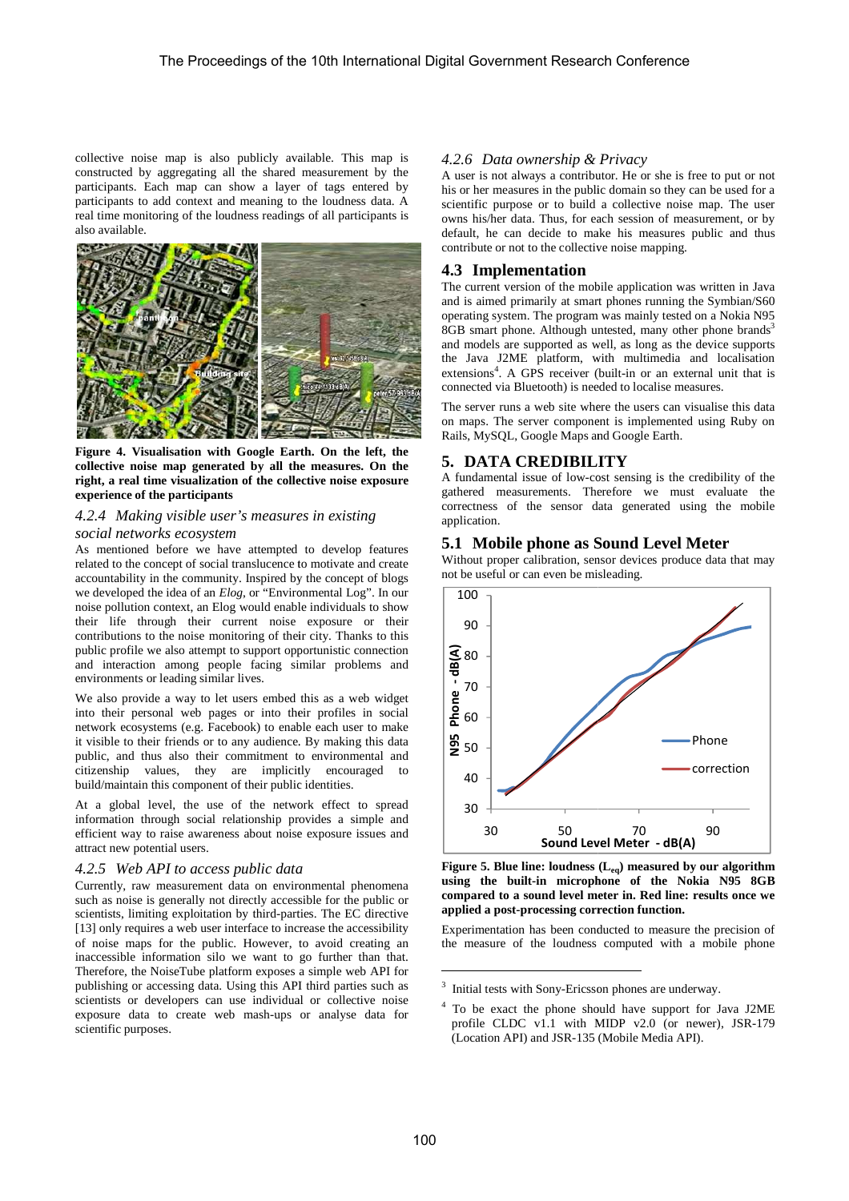collective noise map is also publicly available. This map is constructed by aggregating all the shared measurement by the participants. Each map can show a layer of tags entered by participants to add context and meaning to the loudness data. A real time monitoring of the loudness readings of all participants is also available.

**Figure 4. Visualisation with Google Earth. On the left, the collective noise map generated by all the measures. On the right, a real time visualization of the collective noise exposure experience of the participants**

### *4.2.4 Making visible user's measures in existing social networks ecosystem*

As mentioned before we have attempted to develop features related to the concept of social translucence to motivate and create accountability in the community. Inspired by the concept of blogs we developed the idea of an *Elog*, or "Environmental Log". In our noise pollution context, an Elog would enable individuals to show their life through their current noise exposure or their contributions to the noise monitoring of their city. Thanks to this public profile we also attempt to support opportunistic connection and interaction among people facing similar problems and environments or leading similar lives.

We also provide a way to let users embed this as a web widget into their personal web pages or into their profiles in social network ecosystems (e.g. Facebook) to enable each user to make it visible to their friends or to any audience. By making this data public, and thus also their commitment to environmental and citizenship values, they are implicitly encouraged to build/maintain this component of their public identities.

At a global level, the use of the network effect to spread information through social relationship provides a simple and efficient way to raise awareness about noise exposure issues and attract new potential users.

### *4.2.5 Web API to access public data*

Currently, raw measurement data on environmental phenomena such as noise is generally not directly accessible for the public or scientists, limiting exploitation by third-parties. The EC directive [13] only requires a web user interface to increase the accessibility of noise maps for the public. However, to avoid creating an inaccessible information silo we want to go further than that. Therefore, the NoiseTube platform exposes a simple web API for publishing or accessing data. Using this API third parties such as scientists or developers can use individual or collective noise exposure data to create web mash-ups or analyse data for scientific purposes.

### *4.2.6 Data ownership & Privacy*

A user is not always a contributor. He or she is free to put or not his or her measures in the public domain so they can be used for a scientific purpose or to build a collective noise map. The user owns his/her data. Thus, for each session of measurement, or by default, he can decide to make his measures public and thus contribute or not to the collective noise mapping.

## 4.3 Implementation

The current version of the mobile application was written in Java and is aimed primarily at smart phones running the Symbian/S60 operating system. The program was mainly tested on a Nokia N95 8GB smart phone. Although untested, many other phone brands[3] and models are supported as well, as long as the device supports the Java J2ME platform, with multimedia and localisation extensions[4]. A GPS receiver (built-in or an external unit that is connected via Bluetooth) is needed to localise measures.

The server runs a web site where the users can visualise this data on maps. The server component is implemented using Ruby on Rails, MySQL, Google Maps and Google Earth.

# 5. DATA CREDIBILITY

A fundamental issue of low-cost sensing is the credibility of the gathered measurements. Therefore we must evaluate the correctness of the sensor data generated using the mobile application.

## 5.1 Mobile phone as Sound Level Meter

Without proper calibration, sensor devices produce data that may not be useful or can even be misleading.

**Figure 5. Blue line: loudness ($L_{eq}$) measured by our algorithm using the built-in microphone of the Nokia N95 8GB compared to a sound level meter in. Red line: results once we applied a post-processing correction function.**

Experimentation has been conducted to measure the precision of the measure of the loudness computed with a mobile phone

---

[3] Initial tests with Sony-Ericsson phones are underway.

[4] To be exact the phone should have support for Java J2ME profile CLDC v1.1 with MIDP v2.0 (or newer), JSR-179 (Location API) and JSR-135 (Mobile Media API).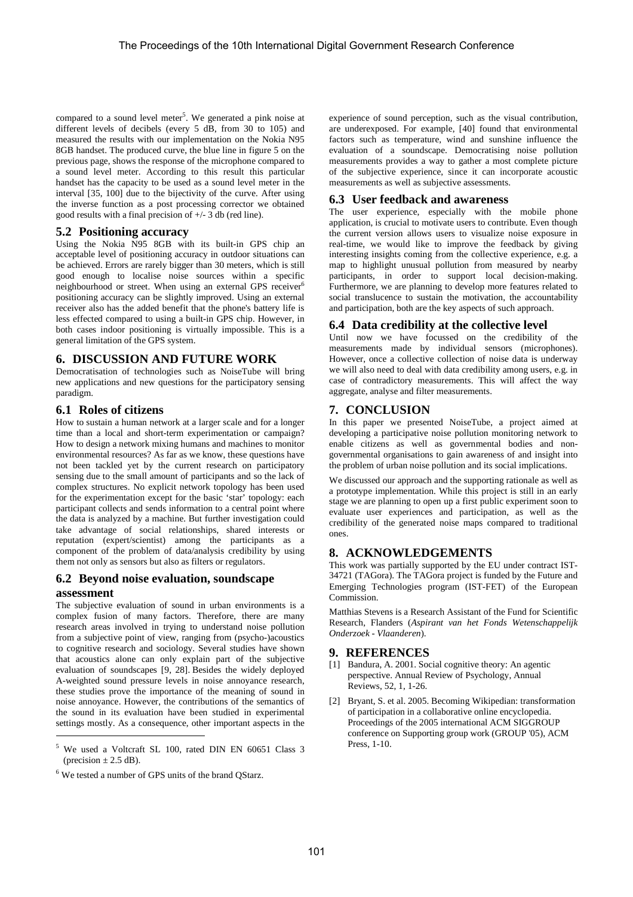compared to a sound level meter[5]. We generated a pink noise at different levels of decibels (every 5 dB, from 30 to 105) and measured the results with our implementation on the Nokia N95 8GB handset. The produced curve, the blue line in figure 5 on the previous page, shows the response of the microphone compared to a sound level meter. According to this result this particular handset has the capacity to be used as a sound level meter in the interval [35, 100] due to the bijectivity of the curve. After using the inverse function as a post processing corrector we obtained good results with a final precision of +/- 3 db (red line).

### 5.2 Positioning accuracy

Using the Nokia N95 8GB with its built-in GPS chip an acceptable level of positioning accuracy in outdoor situations can be achieved. Errors are rarely bigger than 30 meters, which is still good enough to localise noise sources within a specific neighbourhood or street. When using an external GPS receiver[6] positioning accuracy can be slightly improved. Using an external receiver also has the added benefit that the phone's battery life is less effected compared to using a built-in GPS chip. However, in both cases indoor positioning is virtually impossible. This is a general limitation of the GPS system.

## 6. DISCUSSION AND FUTURE WORK

Democratisation of technologies such as NoiseTube will bring new applications and new questions for the participatory sensing paradigm.

### 6.1 Roles of citizens

How to sustain a human network at a larger scale and for a longer time than a local and short-term experimentation or campaign? How to design a network mixing humans and machines to monitor environmental resources? As far as we know, these questions have not been tackled yet by the current research on participatory sensing due to the small amount of participants and so the lack of complex structures. No explicit network topology has been used for the experimentation except for the basic 'star' topology: each participant collects and sends information to a central point where the data is analyzed by a machine. But further investigation could take advantage of social relationships, shared interests or reputation (expert/scientist) among the participants as a component of the problem of data/analysis credibility by using them not only as sensors but also as filters or regulators.

### 6.2 Beyond noise evaluation, soundscape assessment

The subjective evaluation of sound in urban environments is a complex fusion of many factors. Therefore, there are many research areas involved in trying to understand noise pollution from a subjective point of view, ranging from (psycho-)acoustics to cognitive research and sociology. Several studies have shown that acoustics alone can only explain part of the subjective evaluation of soundscapes [9, 28]. Besides the widely deployed A-weighted sound pressure levels in noise annoyance research, these studies prove the importance of the meaning of sound in noise annoyance. However, the contributions of the semantics of the sound in its evaluation have been studied in experimental settings mostly. As a consequence, other important aspects in the experience of sound perception, such as the visual contribution, are underexposed. For example, [40] found that environmental factors such as temperature, wind and sunshine influence the evaluation of a soundscape. Democratising noise pollution measurements provides a way to gather a most complete picture of the subjective experience, since it can incorporate acoustic measurements as well as subjective assessments.

### 6.3 User feedback and awareness

The user experience, especially with the mobile phone application, is crucial to motivate users to contribute. Even though the current version allows users to visualize noise exposure in real-time, we would like to improve the feedback by giving interesting insights coming from the collective experience, e.g. a map to highlight unusual pollution from measured by nearby participants, in order to support local decision-making. Furthermore, we are planning to develop more features related to social translucence to sustain the motivation, the accountability and participation, both are the key aspects of such approach.

### 6.4 Data credibility at the collective level

Until now we have focussed on the credibility of the measurements made by individual sensors (microphones). However, once a collective collection of noise data is underway we will also need to deal with data credibility among users, e.g. in case of contradictory measurements. This will affect the way aggregate, analyse and filter measurements.

## 7. CONCLUSION

In this paper we presented NoiseTube, a project aimed at developing a participative noise pollution monitoring network to enable citizens as well as governmental bodies and non-governmental organisations to gain awareness of and insight into the problem of urban noise pollution and its social implications.

We discussed our approach and the supporting rationale as well as a prototype implementation. While this project is still in an early stage we are planning to open up a first public experiment soon to evaluate user experiences and participation, as well as the credibility of the generated noise maps compared to traditional ones.

## 8. ACKNOWLEDGEMENTS

This work was partially supported by the EU under contract IST-34721 (TAGora). The TAGora project is funded by the Future and Emerging Technologies program (IST-FET) of the European Commission.

Matthias Stevens is a Research Assistant of the Fund for Scientific Research, Flanders (*Aspirant van het Fonds Wetenschappelijk Onderzoek - Vlaanderen*).

## 9. REFERENCES

[1] Bandura, A. 2001. Social cognitive theory: An agentic perspective. Annual Review of Psychology, Annual Reviews, 52, 1, 1-26.

[2] Bryant, S. et al. 2005. Becoming Wikipedian: transformation of participation in a collaborative online encyclopedia. Proceedings of the 2005 international ACM SIGGROUP conference on Supporting group work (GROUP '05), ACM Press, 1-10.

---

[5] We used a Voltcraft SL 100, rated DIN EN 60651 Class 3 (precision $\pm$ 2.5 dB).

[6] We tested a number of GPS units of the brand QStarz.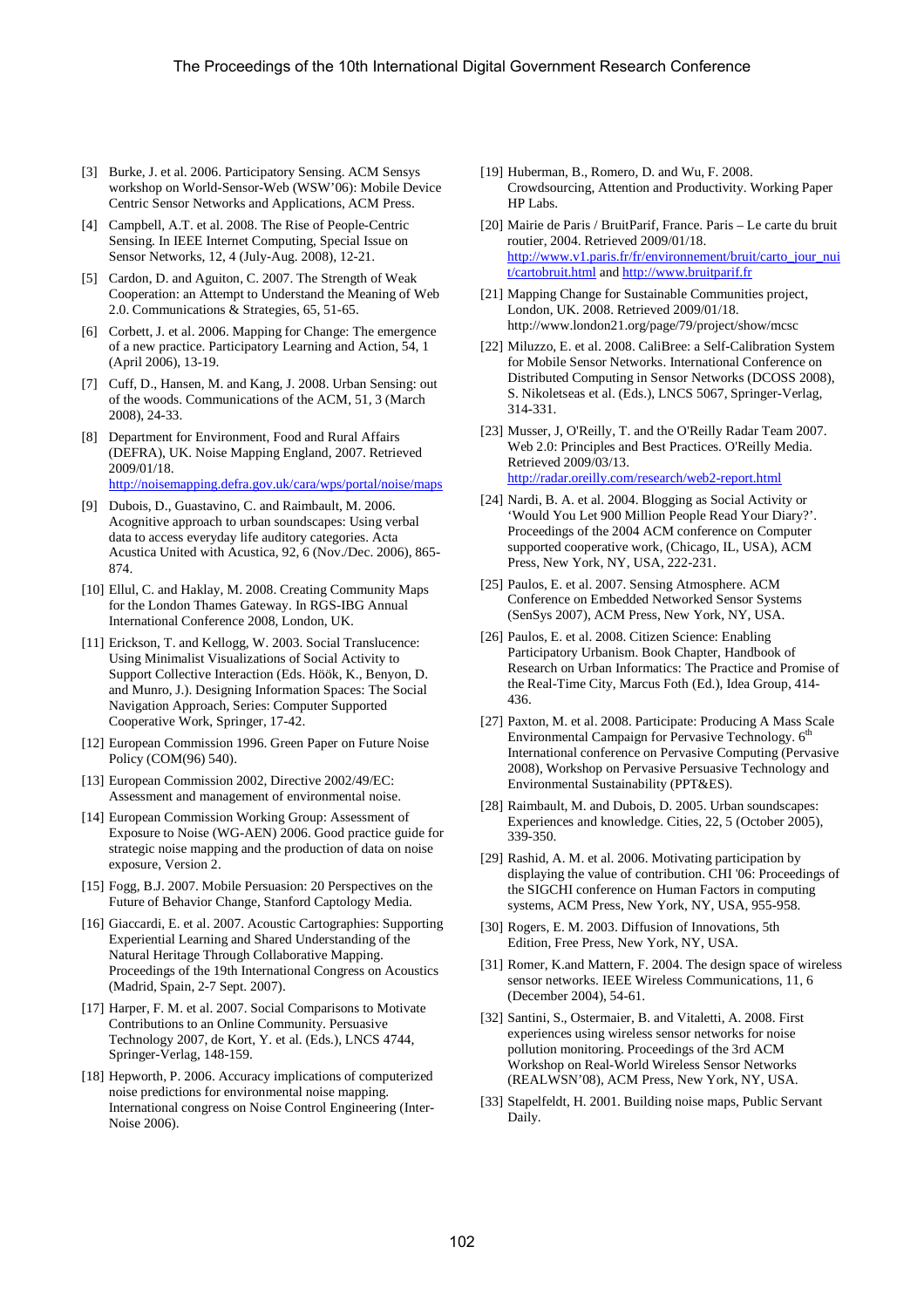[3] Burke, J. et al. 2006. Participatory Sensing. ACM Sensys workshop on World-Sensor-Web (WSW'06): Mobile Device Centric Sensor Networks and Applications, ACM Press.

[4] Campbell, A.T. et al. 2008. The Rise of People-Centric Sensing. In IEEE Internet Computing, Special Issue on Sensor Networks, 12, 4 (July-Aug. 2008), 12-21.

[5] Cardon, D. and Aguiton, C. 2007. The Strength of Weak Cooperation: an Attempt to Understand the Meaning of Web 2.0. Communications & Strategies, 65, 51-65.

[6] Corbett, J. et al. 2006. Mapping for Change: The emergence of a new practice. Participatory Learning and Action, 54, 1 (April 2006), 13-19.

[7] Cuff, D., Hansen, M. and Kang, J. 2008. Urban Sensing: out of the woods. Communications of the ACM, 51, 3 (March 2008), 24-33.

[8] Department for Environment, Food and Rural Affairs (DEFRA), UK. Noise Mapping England, 2007. Retrieved 2009/01/18. http://noisemapping.defra.gov.uk/cara/wps/portal/noise/maps

[9] Dubois, D., Guastavino, C. and Raimbault, M. 2006. Acognitive approach to urban soundscapes: Using verbal data to access everyday life auditory categories. Acta Acustica United with Acustica, 92, 6 (Nov./Dec. 2006), 865-874.

[10] Ellul, C. and Haklay, M. 2008. Creating Community Maps for the London Thames Gateway. In RGS-IBG Annual International Conference 2008, London, UK.

[11] Erickson, T. and Kellogg, W. 2003. Social Translucence: Using Minimalist Visualizations of Social Activity to Support Collective Interaction (Eds. Höök, K., Benyon, D. and Munro, J.). Designing Information Spaces: The Social Navigation Approach, Series: Computer Supported Cooperative Work, Springer, 17-42.

[12] European Commission 1996. Green Paper on Future Noise Policy (COM(96) 540).

[13] European Commission 2002, Directive 2002/49/EC: Assessment and management of environmental noise.

[14] European Commission Working Group: Assessment of Exposure to Noise (WG-AEN) 2006. Good practice guide for strategic noise mapping and the production of data on noise exposure, Version 2.

[15] Fogg, B.J. 2007. Mobile Persuasion: 20 Perspectives on the Future of Behavior Change, Stanford Captology Media.

[16] Giaccardi, E. et al. 2007. Acoustic Cartographies: Supporting Experiential Learning and Shared Understanding of the Natural Heritage Through Collaborative Mapping. Proceedings of the 19th International Congress on Acoustics (Madrid, Spain, 2-7 Sept. 2007).

[17] Harper, F. M. et al. 2007. Social Comparisons to Motivate Contributions to an Online Community. Persuasive Technology 2007, de Kort, Y. et al. (Eds.), LNCS 4744, Springer-Verlag, 148-159.

[18] Hepworth, P. 2006. Accuracy implications of computerized noise predictions for environmental noise mapping. International congress on Noise Control Engineering (Inter-Noise 2006).

[19] Huberman, B., Romero, D. and Wu, F. 2008. Crowdsourcing, Attention and Productivity. Working Paper HP Labs.

[20] Mairie de Paris / BruitParif, France. Paris – Le carte du bruit routier, 2004. Retrieved 2009/01/18. http://www.v1.paris.fr/fr/environnement/bruit/carto_jour_nuit/cartobruit.html and http://www.bruitparif.fr

[21] Mapping Change for Sustainable Communities project, London, UK. 2008. Retrieved 2009/01/18. http://www.london21.org/page/79/project/show/mcsc

[22] Miluzzo, E. et al. 2008. CaliBree: a Self-Calibration System for Mobile Sensor Networks. International Conference on Distributed Computing in Sensor Networks (DCOSS 2008), S. Nikoletseas et al. (Eds.), LNCS 5067, Springer-Verlag, 314-331.

[23] Musser, J, O'Reilly, T. and the O'Reilly Radar Team 2007. Web 2.0: Principles and Best Practices. O'Reilly Media. Retrieved 2009/03/13. http://radar.oreilly.com/research/web2-report.html

[24] Nardi, B. A. et al. 2004. Blogging as Social Activity or 'Would You Let 900 Million People Read Your Diary?'. Proceedings of the 2004 ACM conference on Computer supported cooperative work, (Chicago, IL, USA), ACM Press, New York, NY, USA, 222-231.

[25] Paulos, E. et al. 2007. Sensing Atmosphere. ACM Conference on Embedded Networked Sensor Systems (SenSys 2007), ACM Press, New York, NY, USA.

[26] Paulos, E. et al. 2008. Citizen Science: Enabling Participatory Urbanism. Book Chapter, Handbook of Research on Urban Informatics: The Practice and Promise of the Real-Time City, Marcus Foth (Ed.), Idea Group, 414-436.

[27] Paxton, M. et al. 2008. Participate: Producing A Mass Scale Environmental Campaign for Pervasive Technology. 6th International conference on Pervasive Computing (Pervasive 2008), Workshop on Pervasive Persuasive Technology and Environmental Sustainability (PPT&ES).

[28] Raimbault, M. and Dubois, D. 2005. Urban soundscapes: Experiences and knowledge. Cities, 22, 5 (October 2005), 339-350.

[29] Rashid, A. M. et al. 2006. Motivating participation by displaying the value of contribution. CHI '06: Proceedings of the SIGCHI conference on Human Factors in computing systems, ACM Press, New York, NY, USA, 955-958.

[30] Rogers, E. M. 2003. Diffusion of Innovations, 5th Edition, Free Press, New York, NY, USA.

[31] Romer, K.and Mattern, F. 2004. The design space of wireless sensor networks. IEEE Wireless Communications, 11, 6 (December 2004), 54-61.

[32] Santini, S., Ostermaier, B. and Vitaletti, A. 2008. First experiences using wireless sensor networks for noise pollution monitoring. Proceedings of the 3rd ACM Workshop on Real-World Wireless Sensor Networks (REALWSN'08), ACM Press, New York, NY, USA.

[33] Stapelfeldt, H. 2001. Building noise maps, Public Servant Daily.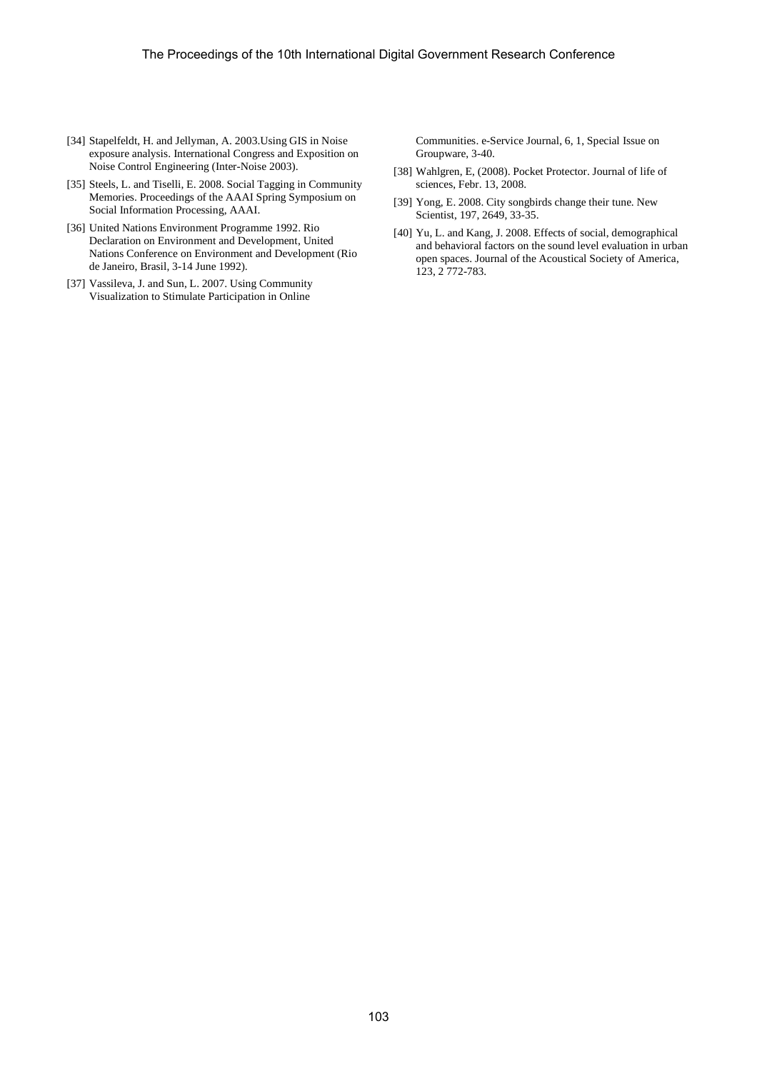[34] Stapelfeldt, H. and Jellyman, A. 2003.Using GIS in Noise exposure analysis. International Congress and Exposition on Noise Control Engineering (Inter-Noise 2003).

[35] Steels, L. and Tiselli, E. 2008. Social Tagging in Community Memories. Proceedings of the AAAI Spring Symposium on Social Information Processing, AAAI.

[36] United Nations Environment Programme 1992. Rio Declaration on Environment and Development, United Nations Conference on Environment and Development (Rio de Janeiro, Brasil, 3-14 June 1992).

[37] Vassileva, J. and Sun, L. 2007. Using Community Visualization to Stimulate Participation in Online Communities. e-Service Journal, 6, 1, Special Issue on Groupware, 3-40.

[38] Wahlgren, E, (2008). Pocket Protector. Journal of life of sciences, Febr. 13, 2008.

[39] Yong, E. 2008. City songbirds change their tune. New Scientist, 197, 2649, 33-35.

[40] Yu, L. and Kang, J. 2008. Effects of social, demographical and behavioral factors on the sound level evaluation in urban open spaces. Journal of the Acoustical Society of America, 123, 2 772-783.